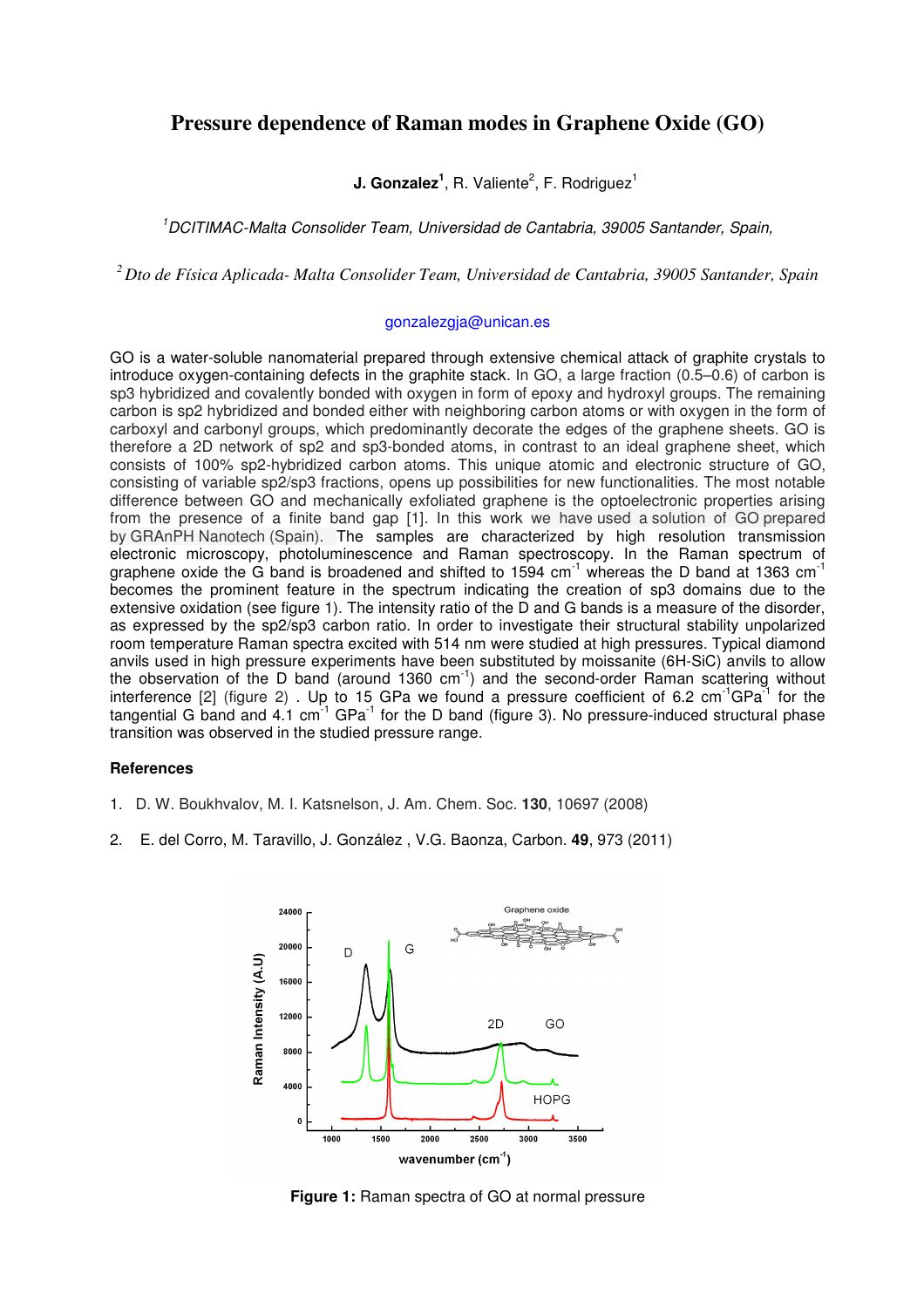# Pressure dependence of Raman modes in Graphene Oxide (GO)

**J. Gonzalez**[1], R. Valiente[2], F. Rodriguez[1]

[1] *DCITIMAC-Malta Consolider Team, Universidad de Cantabria, 39005 Santander, Spain,*

[2] *Dto de Física Aplicada- Malta Consolider Team, Universidad de Cantabria, 39005 Santander, Spain*

gonzalezgja@unican.es

GO is a water-soluble nanomaterial prepared through extensive chemical attack of graphite crystals to introduce oxygen-containing defects in the graphite stack. In GO, a large fraction (0.5–0.6) of carbon is sp3 hybridized and covalently bonded with oxygen in form of epoxy and hydroxyl groups. The remaining carbon is sp2 hybridized and bonded either with neighboring carbon atoms or with oxygen in the form of carboxyl and carbonyl groups, which predominantly decorate the edges of the graphene sheets. GO is therefore a 2D network of sp2 and sp3-bonded atoms, in contrast to an ideal graphene sheet, which consists of 100% sp2-hybridized carbon atoms. This unique atomic and electronic structure of GO, consisting of variable sp2/sp3 fractions, opens up possibilities for new functionalities. The most notable difference between GO and mechanically exfoliated graphene is the optoelectronic properties arising from the presence of a finite band gap [1]. In this work we have used a solution of GO prepared by GRAnPH Nanotech (Spain). The samples are characterized by high resolution transmission electronic microscopy, photoluminescence and Raman spectroscopy. In the Raman spectrum of graphene oxide the G band is broadened and shifted to 1594 $cm^{-1}$ whereas the D band at 1363 $cm^{-1}$ becomes the prominent feature in the spectrum indicating the creation of sp3 domains due to the extensive oxidation (see figure 1). The intensity ratio of the D and G bands is a measure of the disorder, as expressed by the sp2/sp3 carbon ratio. In order to investigate their structural stability unpolarized room temperature Raman spectra excited with 514 nm were studied at high pressures. Typical diamond anvils used in high pressure experiments have been substituted by moissanite (6H-SiC) anvils to allow the observation of the D band (around 1360 $cm^{-1}$) and the second-order Raman scattering without interference [2] (figure 2) . Up to 15 GPa we found a pressure coefficient of 6.2 $cm^{-1}GPa^{-1}$ for the tangential G band and 4.1 $cm^{-1}$ $GPa^{-1}$ for the D band (figure 3). No pressure-induced structural phase transition was observed in the studied pressure range.

### References

1. D. W. Boukhvalov, M. I. Katsnelson, J. Am. Chem. Soc. **130**, 10697 (2008)
2. E. del Corro, M. Taravillo, J. González , V.G. Baonza, Carbon. **49**, 973 (2011)

**Figure 1:** Raman spectra of GO at normal pressure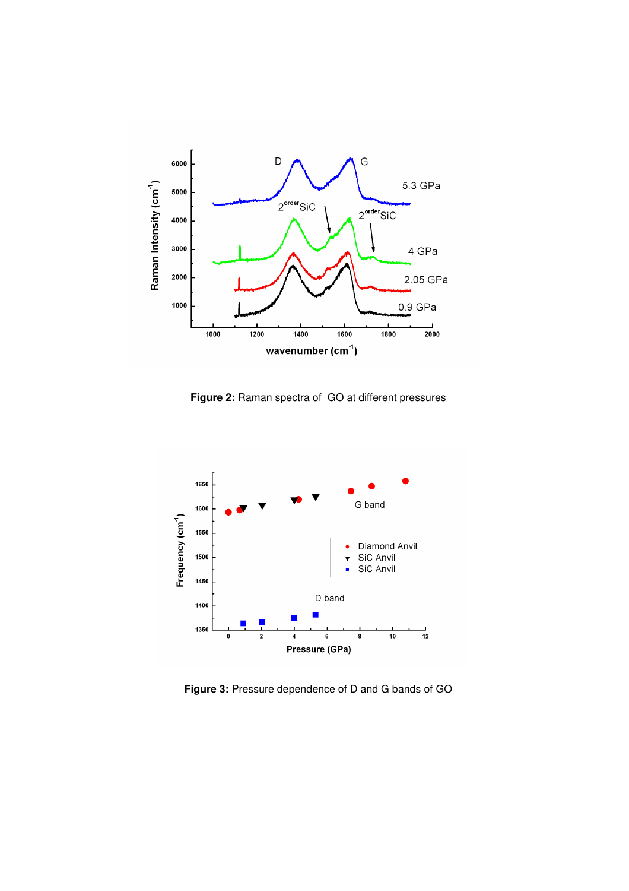Raman Intensity (cm$^{-1}$)

6000
5000
4000
3000
2000
1000

1000
1200
1400
1600
1800
2000

wavenumber (cm$^{-1}$)

D
G
5.3 GPa
2$^{order}$SiC
2$^{order}$SiC
4 GPa
2.05 GPa
0.9 GPa

**Figure 2:** Raman spectra of GO at different pressures

Frequency (cm$^{-1}$)

1650
1600
1550
1500
1450
1400
1350

0
2
4
6
8
10
12

Pressure (GPa)

G band
D band

Diamond Anvil
SiC Anvil
SiC Anvil

**Figure 3:** Pressure dependence of D and G bands of GO